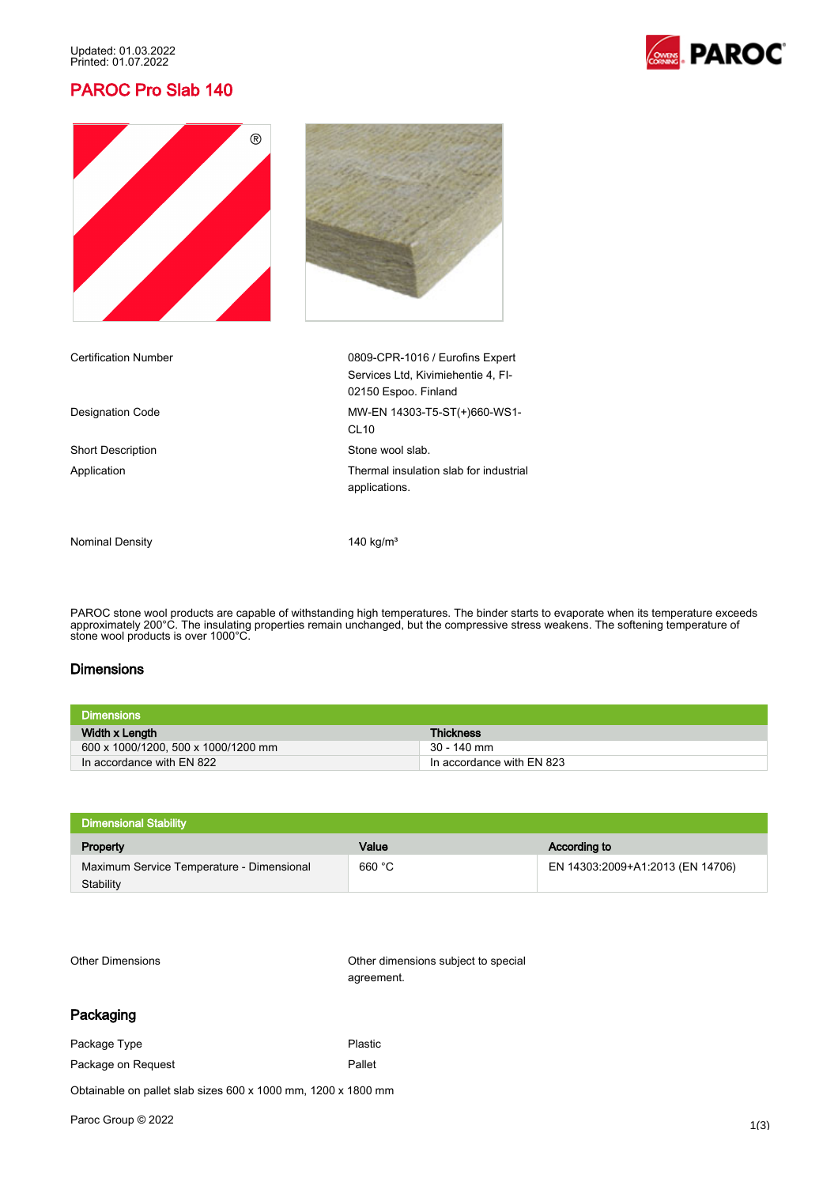Updated: 01.03.2022
Printed: 01.07.2022

# PAROC Pro Slab 140

| | |
|---|---|
| Certification Number | 0809-CPR-1016 / Eurofins Expert Services Ltd, Kivimiehentie 4, FI-02150 Espoo. Finland |
| Designation Code | MW-EN 14303-T5-ST(+)660-WS1-CL10 |
| Short Description | Stone wool slab. |
| Application | Thermal insulation slab for industrial applications. |
| Nominal Density | 140 kg/m³ |

PAROC stone wool products are capable of withstanding high temperatures. The binder starts to evaporate when its temperature exceeds approximately 200°C. The insulating properties remain unchanged, but the compressive stress weakens. The softening temperature of stone wool products is over 1000°C.

## Dimensions

**Dimensions**

| Width x Length | Thickness |
|---|---|
| 600 x 1000/1200, 500 x 1000/1200 mm | 30 - 140 mm |
| In accordance with EN 822 | In accordance with EN 823 |

**Dimensional Stability**

| Property | Value | According to |
|---|---|---|
| Maximum Service Temperature - Dimensional Stability | 660 °C | EN 14303:2009+A1:2013 (EN 14706) |

| | |
|---|---|
| Other Dimensions | Other dimensions subject to special agreement. |

## Packaging

| | |
|---|---|
| Package Type | Plastic |
| Package on Request | Pallet |

Obtainable on pallet slab sizes 600 x 1000 mm, 1200 x 1800 mm

Paroc Group © 2022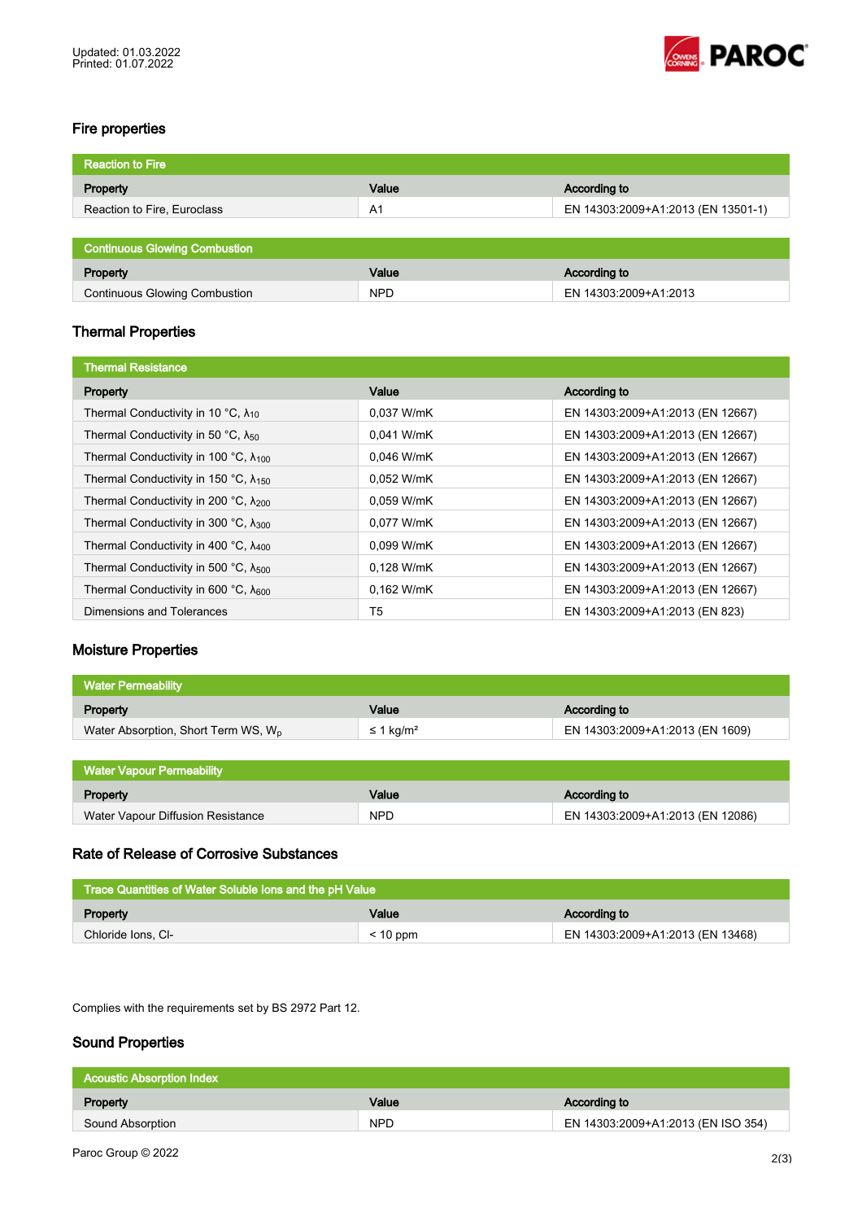## Fire properties

| Reaction to Fire | | |
|---|---|---|
| **Property** | **Value** | **According to** |
| Reaction to Fire, Euroclass | A1 | EN 14303:2009+A1:2013 (EN 13501-1) |

| Continuous Glowing Combustion | | |
|---|---|---|
| **Property** | **Value** | **According to** |
| Continuous Glowing Combustion | NPD | EN 14303:2009+A1:2013 |

## Thermal Properties

| Thermal Resistance | | |
|---|---|---|
| **Property** | **Value** | **According to** |
| Thermal Conductivity in 10 °C, $\lambda_{10}$ | 0,037 W/mK | EN 14303:2009+A1:2013 (EN 12667) |
| Thermal Conductivity in 50 °C, $\lambda_{50}$ | 0,041 W/mK | EN 14303:2009+A1:2013 (EN 12667) |
| Thermal Conductivity in 100 °C, $\lambda_{100}$ | 0,046 W/mK | EN 14303:2009+A1:2013 (EN 12667) |
| Thermal Conductivity in 150 °C, $\lambda_{150}$ | 0,052 W/mK | EN 14303:2009+A1:2013 (EN 12667) |
| Thermal Conductivity in 200 °C, $\lambda_{200}$ | 0,059 W/mK | EN 14303:2009+A1:2013 (EN 12667) |
| Thermal Conductivity in 300 °C, $\lambda_{300}$ | 0,077 W/mK | EN 14303:2009+A1:2013 (EN 12667) |
| Thermal Conductivity in 400 °C, $\lambda_{400}$ | 0,099 W/mK | EN 14303:2009+A1:2013 (EN 12667) |
| Thermal Conductivity in 500 °C, $\lambda_{500}$ | 0,128 W/mK | EN 14303:2009+A1:2013 (EN 12667) |
| Thermal Conductivity in 600 °C, $\lambda_{600}$ | 0,162 W/mK | EN 14303:2009+A1:2013 (EN 12667) |
| Dimensions and Tolerances | T5 | EN 14303:2009+A1:2013 (EN 823) |

## Moisture Properties

| Water Permeability | | |
|---|---|---|
| **Property** | **Value** | **According to** |
| Water Absorption, Short Term WS, $W_p$ | ≤ 1 kg/m² | EN 14303:2009+A1:2013 (EN 1609) |

| Water Vapour Permeability | | |
|---|---|---|
| **Property** | **Value** | **According to** |
| Water Vapour Diffusion Resistance | NPD | EN 14303:2009+A1:2013 (EN 12086) |

## Rate of Release of Corrosive Substances

| Trace Quantities of Water Soluble Ions and the pH Value | | |
|---|---|---|
| **Property** | **Value** | **According to** |
| Chloride Ions, Cl- | < 10 ppm | EN 14303:2009+A1:2013 (EN 13468) |

Complies with the requirements set by BS 2972 Part 12.

## Sound Properties

| Acoustic Absorption Index | | |
|---|---|---|
| **Property** | **Value** | **According to** |
| Sound Absorption | NPD | EN 14303:2009+A1:2013 (EN ISO 354) |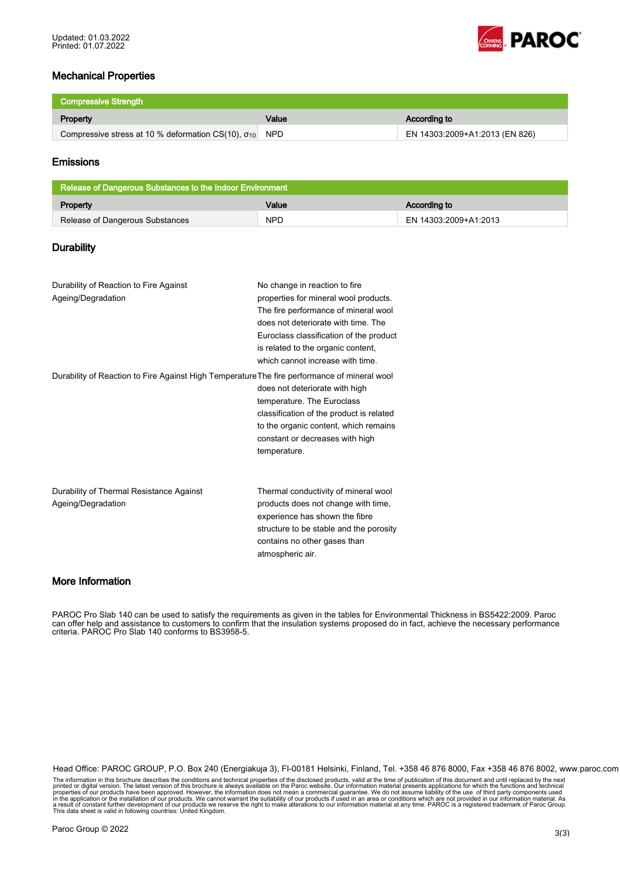## Mechanical Properties

| Compressive Strength | | |
|---|---|---|
| **Property** | **Value** | **According to** |
| Compressive stress at 10 % deformation CS(10), $\sigma_{10}$ | NPD | EN 14303:2009+A1:2013 (EN 826) |

## Emissions

| Release of Dangerous Substances to the Indoor Environment | | |
|---|---|---|
| **Property** | **Value** | **According to** |
| Release of Dangerous Substances | NPD | EN 14303:2009+A1:2013 |

## Durability

| | |
|---|---|
| Durability of Reaction to Fire Against Ageing/Degradation | No change in reaction to fire properties for mineral wool products. The fire performance of mineral wool does not deteriorate with time. The Euroclass classification of the product is related to the organic content, which cannot increase with time. |
| Durability of Reaction to Fire Against High Temperature | The fire performance of mineral wool does not deteriorate with high temperature. The Euroclass classification of the product is related to the organic content, which remains constant or decreases with high temperature. |
| Durability of Thermal Resistance Against Ageing/Degradation | Thermal conductivity of mineral wool products does not change with time, experience has shown the fibre structure to be stable and the porosity contains no other gases than atmospheric air. |

## More Information

PAROC Pro Slab 140 can be used to satisfy the requirements as given in the tables for Environmental Thickness in BS5422:2009. Paroc can offer help and assistance to customers to confirm that the insulation systems proposed do in fact, achieve the necessary performance criteria. PAROC Pro Slab 140 conforms to BS3958-5.

Head Office: PAROC GROUP, P.O. Box 240 (Energiakuja 3), FI-00181 Helsinki, Finland, Tel. +358 46 876 8000, Fax +358 46 876 8002, www.paroc.com

The information in this brochure describes the conditions and technical properties of the disclosed products, valid at the time of publication of this document and until replaced by the next printed or digital version. The latest version of this brochure is always available on the Paroc website. Our information material presents applications for which the functions and technical properties of our products have been approved. However, the information does not mean a commercial guarantee. We do not assume liability of the use of third party components used in the application or the installation of our products. We cannot warrant the suitability of our products if used in an area or conditions which are not provided in our information material. As a result of constant further development of our products we reserve the right to make alterations to our information material at any time. PAROC is a registered trademark of Paroc Group.
This data sheet is valid in following countries: United Kingdom.

Paroc Group © 2022